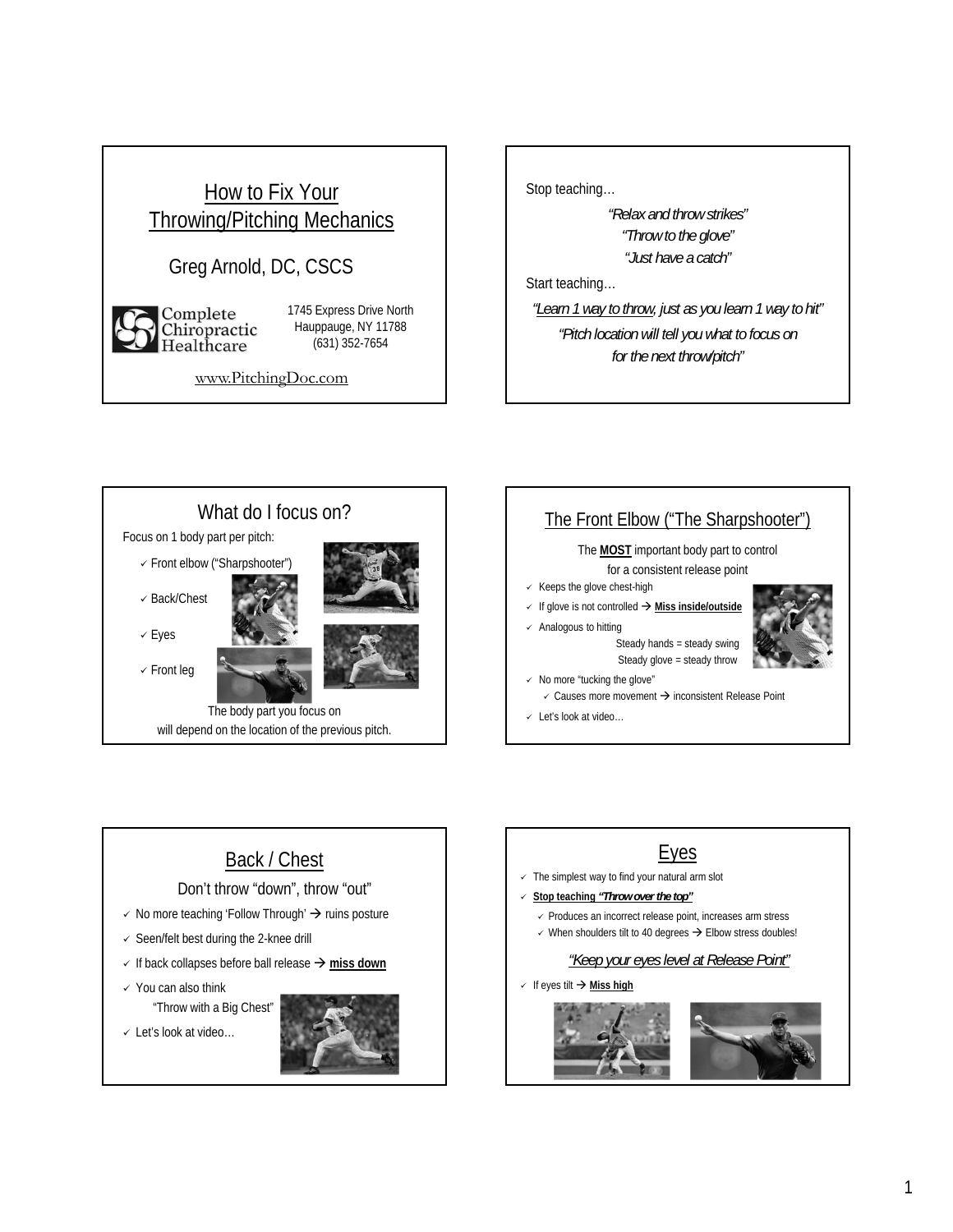# How to Fix Your Throwing/Pitching Mechanics

Greg Arnold, DC, CSCS

Complete Chiropractic Healthcare

1745 Express Drive North
Hauppauge, NY 11788
(631) 352-7654

www.PitchingDoc.com

---

Stop teaching…

*"Relax and throw strikes"*
*"Throw to the glove"*
*"Just have a catch"*

Start teaching…

*"Learn 1 way to throw, just as you learn 1 way to hit"*

*"Pitch location will tell you what to focus on for the next throw/pitch"*

---

## What do I focus on?

Focus on 1 body part per pitch:

- Front elbow ("Sharpshooter")
- Back/Chest
- Eyes
- Front leg

The body part you focus on will depend on the location of the previous pitch.

---

## The Front Elbow ("The Sharpshooter")

The **MOST** important body part to control for a consistent release point

- Keeps the glove chest-high
- If glove is not controlled → **Miss inside/outside**
- Analogous to hitting
  - Steady hands = steady swing
  - Steady glove = steady throw
- No more "tucking the glove"
  - Causes more movement → inconsistent Release Point
- Let's look at video…

---

## Back / Chest

Don't throw "down", throw "out"

- No more teaching 'Follow Through' → ruins posture
- Seen/felt best during the 2-knee drill
- If back collapses before ball release → **miss down**
- You can also think
  "Throw with a Big Chest"
- Let's look at video…

---

## Eyes

- The simplest way to find your natural arm slot
- **Stop teaching *"Throw over the top"***
  - Produces an incorrect release point, increases arm stress
  - When shoulders tilt to 40 degrees → Elbow stress doubles!

*"Keep your eyes level at Release Point"*

- If eyes tilt → **Miss high**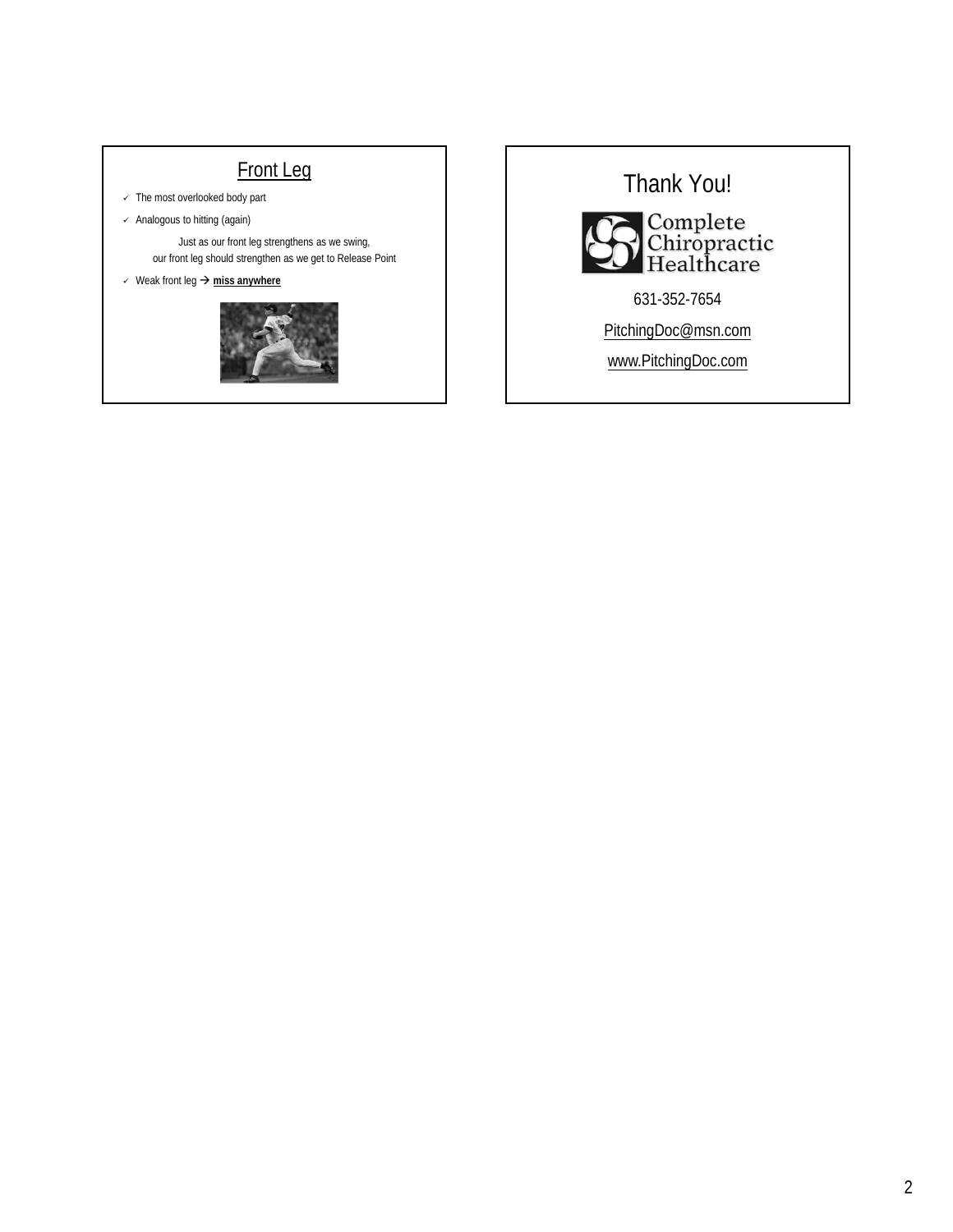## Front Leg

- ✓ The most overlooked body part
- ✓ Analogous to hitting (again)

Just as our front leg strengthens as we swing,
our front leg should strengthen as we get to Release Point

- ✓ Weak front leg → **miss anywhere**

## Thank You!

Complete Chiropractic Healthcare

631-352-7654

PitchingDoc@msn.com

www.PitchingDoc.com